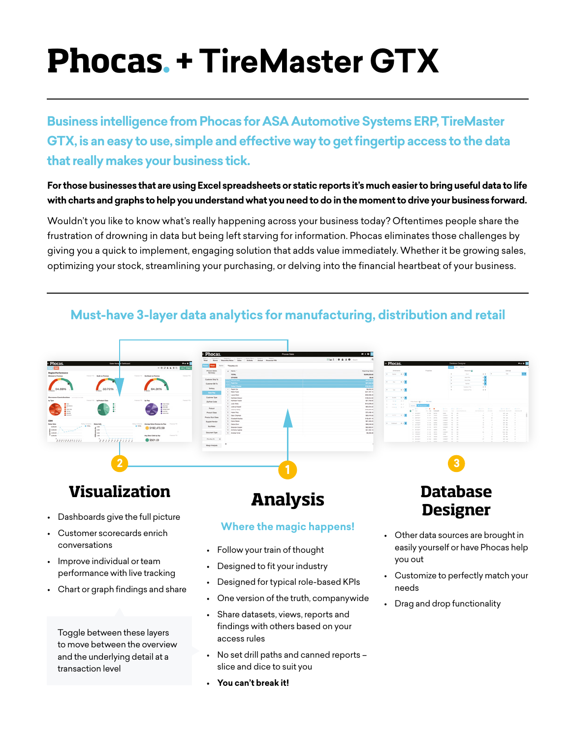# Phocas. + TireMaster GTX

## Business intelligence from Phocas for ASA Automotive Systems ERP, TireMaster GTX, is an easy to use, simple and effective way to get fingertip access to the data that really makes your business tick.

**For those businesses that are using Excel spreadsheets or static reports it's much easier to bring useful data to life with charts and graphs to help you understand what you need to do in the moment to drive your business forward.**

Wouldn't you like to know what's really happening across your business today? Oftentimes people share the frustration of drowning in data but being left starving for information. Phocas eliminates those challenges by giving you a quick to implement, engaging solution that adds value immediately. Whether it be growing sales, optimizing your stock, streamlining your purchasing, or delving into the financial heartbeat of your business.

## Must-have 3-layer data analytics for manufacturing, distribution and retail

### 1 Analysis

**Where the magic happens!**

- Follow your train of thought
- Designed to fit your industry
- Designed for typical role-based KPIs
- One version of the truth, companywide
- Share datasets, views, reports and findings with others based on your access rules
- No set drill paths and canned reports – slice and dice to suit you
- **You can't break it!**

### 2 Visualization

- Dashboards give the full picture
- Customer scorecards enrich conversations
- Improve individual or team performance with live tracking
- Chart or graph findings and share

Toggle between these layers to move between the overview and the underlying detail at a transaction level

### 3 Database Designer

- Other data sources are brought in easily yourself or have Phocas help you out
- Customize to perfectly match your needs
- Drag and drop functionality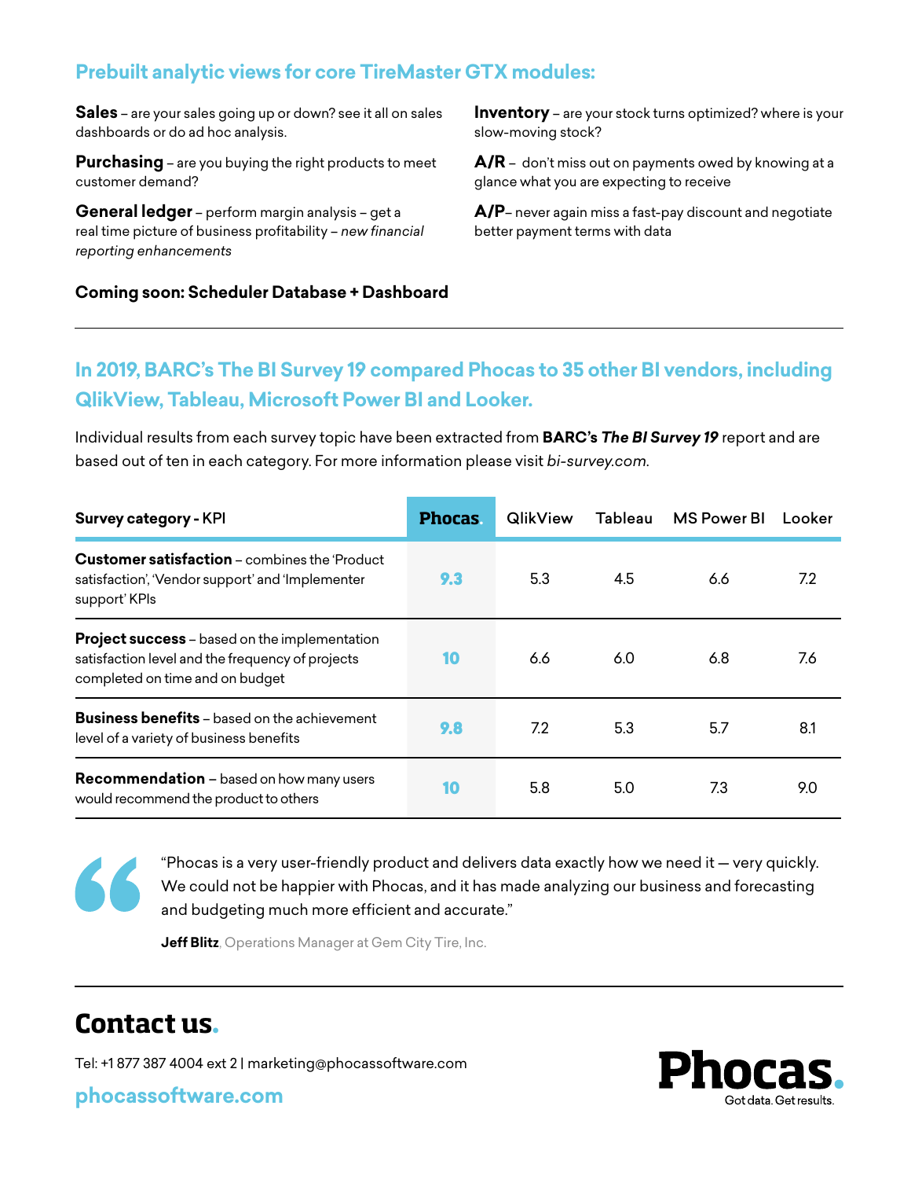## Prebuilt analytic views for core TireMaster GTX modules:

**Sales** – are your sales going up or down? see it all on sales dashboards or do ad hoc analysis.

**Purchasing** – are you buying the right products to meet customer demand?

**General ledger** – perform margin analysis – get a real time picture of business profitability – *new financial reporting enhancements*

**Inventory** – are your stock turns optimized? where is your slow-moving stock?

**A/R** – don't miss out on payments owed by knowing at a glance what you are expecting to receive

**A/P**– never again miss a fast-pay discount and negotiate better payment terms with data

**Coming soon: Scheduler Database + Dashboard**

---

## In 2019, BARC's The BI Survey 19 compared Phocas to 35 other BI vendors, including QlikView, Tableau, Microsoft Power BI and Looker.

Individual results from each survey topic have been extracted from **BARC's *The BI Survey 19*** report and are based out of ten in each category. For more information please visit *bi-survey.com.*

| Survey category - KPI | Phocas. | QlikView | Tableau | MS Power BI | Looker |
|---|---|---|---|---|---|
| **Customer satisfaction** – combines the 'Product satisfaction', 'Vendor support' and 'Implementer support' KPIs | **9.3** | 5.3 | 4.5 | 6.6 | 7.2 |
| **Project success** – based on the implementation satisfaction level and the frequency of projects completed on time and on budget | **10** | 6.6 | 6.0 | 6.8 | 7.6 |
| **Business benefits** – based on the achievement level of a variety of business benefits | **9.8** | 7.2 | 5.3 | 5.7 | 8.1 |
| **Recommendation** – based on how many users would recommend the product to others | **10** | 5.8 | 5.0 | 7.3 | 9.0 |

"Phocas is a very user-friendly product and delivers data exactly how we need it — very quickly. We could not be happier with Phocas, and it has made analyzing our business and forecasting and budgeting much more efficient and accurate."

**Jeff Blitz**, Operations Manager at Gem City Tire, Inc.

---

## Contact us.

Tel: +1 877 387 4004 ext 2 | marketing@phocassoftware.com

**phocassoftware.com**

Phocas. Got data. Get results.